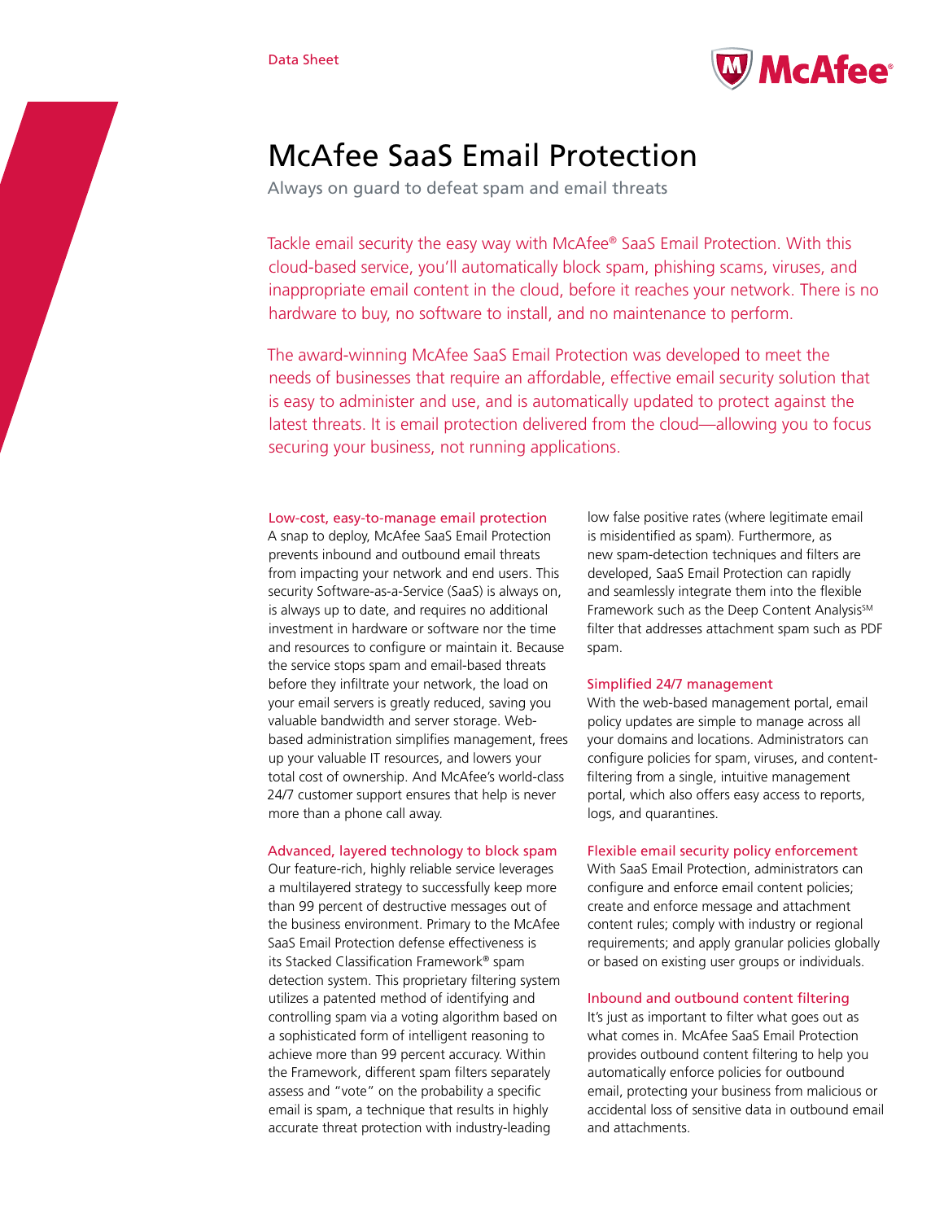Data Sheet

# McAfee SaaS Email Protection

Always on guard to defeat spam and email threats

Tackle email security the easy way with McAfee® SaaS Email Protection. With this cloud-based service, you'll automatically block spam, phishing scams, viruses, and inappropriate email content in the cloud, before it reaches your network. There is no hardware to buy, no software to install, and no maintenance to perform.

The award-winning McAfee SaaS Email Protection was developed to meet the needs of businesses that require an affordable, effective email security solution that is easy to administer and use, and is automatically updated to protect against the latest threats. It is email protection delivered from the cloud—allowing you to focus securing your business, not running applications.

### Low-cost, easy-to-manage email protection

A snap to deploy, McAfee SaaS Email Protection prevents inbound and outbound email threats from impacting your network and end users. This security Software-as-a-Service (SaaS) is always on, is always up to date, and requires no additional investment in hardware or software nor the time and resources to configure or maintain it. Because the service stops spam and email-based threats before they infiltrate your network, the load on your email servers is greatly reduced, saving you valuable bandwidth and server storage. Web-based administration simplifies management, frees up your valuable IT resources, and lowers your total cost of ownership. And McAfee's world-class 24/7 customer support ensures that help is never more than a phone call away.

### Advanced, layered technology to block spam

Our feature-rich, highly reliable service leverages a multilayered strategy to successfully keep more than 99 percent of destructive messages out of the business environment. Primary to the McAfee SaaS Email Protection defense effectiveness is its Stacked Classification Framework® spam detection system. This proprietary filtering system utilizes a patented method of identifying and controlling spam via a voting algorithm based on a sophisticated form of intelligent reasoning to achieve more than 99 percent accuracy. Within the Framework, different spam filters separately assess and "vote" on the probability a specific email is spam, a technique that results in highly accurate threat protection with industry-leading low false positive rates (where legitimate email is misidentified as spam). Furthermore, as new spam-detection techniques and filters are developed, SaaS Email Protection can rapidly and seamlessly integrate them into the flexible Framework such as the Deep Content Analysis℠ filter that addresses attachment spam such as PDF spam.

### Simplified 24/7 management

With the web-based management portal, email policy updates are simple to manage across all your domains and locations. Administrators can configure policies for spam, viruses, and content-filtering from a single, intuitive management portal, which also offers easy access to reports, logs, and quarantines.

### Flexible email security policy enforcement

With SaaS Email Protection, administrators can configure and enforce email content policies; create and enforce message and attachment content rules; comply with industry or regional requirements; and apply granular policies globally or based on existing user groups or individuals.

### Inbound and outbound content filtering

It's just as important to filter what goes out as what comes in. McAfee SaaS Email Protection provides outbound content filtering to help you automatically enforce policies for outbound email, protecting your business from malicious or accidental loss of sensitive data in outbound email and attachments.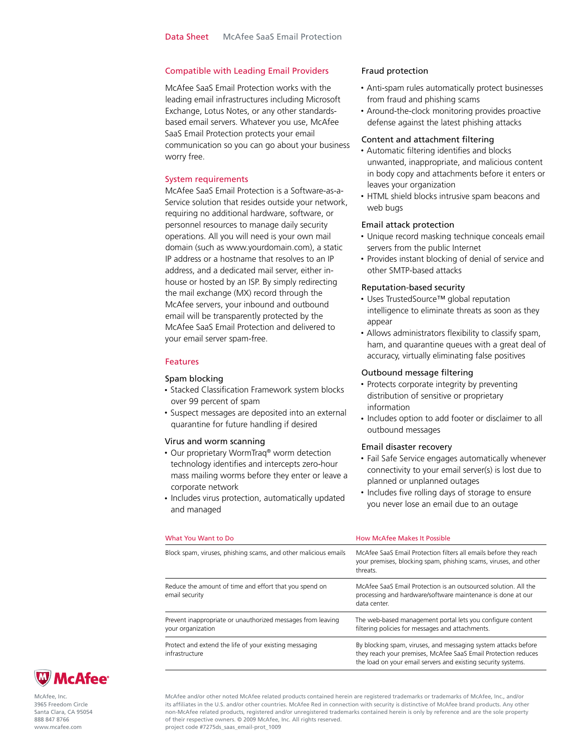## Compatible with Leading Email Providers

McAfee SaaS Email Protection works with the leading email infrastructures including Microsoft Exchange, Lotus Notes, or any other standards-based email servers. Whatever you use, McAfee SaaS Email Protection protects your email communication so you can go about your business worry free.

## System requirements

McAfee SaaS Email Protection is a Software-as-a-Service solution that resides outside your network, requiring no additional hardware, software, or personnel resources to manage daily security operations. All you will need is your own mail domain (such as www.yourdomain.com), a static IP address or a hostname that resolves to an IP address, and a dedicated mail server, either in-house or hosted by an ISP. By simply redirecting the mail exchange (MX) record through the McAfee servers, your inbound and outbound email will be transparently protected by the McAfee SaaS Email Protection and delivered to your email server spam-free.

## Features

### Spam blocking

- Stacked Classification Framework system blocks over 99 percent of spam
- Suspect messages are deposited into an external quarantine for future handling if desired

### Virus and worm scanning

- Our proprietary WormTraq® worm detection technology identifies and intercepts zero-hour mass mailing worms before they enter or leave a corporate network
- Includes virus protection, automatically updated and managed

### Fraud protection

- Anti-spam rules automatically protect businesses from fraud and phishing scams
- Around-the-clock monitoring provides proactive defense against the latest phishing attacks

### Content and attachment filtering

- Automatic filtering identifies and blocks unwanted, inappropriate, and malicious content in body copy and attachments before it enters or leaves your organization
- HTML shield blocks intrusive spam beacons and web bugs

### Email attack protection

- Unique record masking technique conceals email servers from the public Internet
- Provides instant blocking of denial of service and other SMTP-based attacks

### Reputation-based security

- Uses TrustedSource™ global reputation intelligence to eliminate threats as soon as they appear
- Allows administrators flexibility to classify spam, ham, and quarantine queues with a great deal of accuracy, virtually eliminating false positives

### Outbound message filtering

- Protects corporate integrity by preventing distribution of sensitive or proprietary information
- Includes option to add footer or disclaimer to all outbound messages

### Email disaster recovery

- Fail Safe Service engages automatically whenever connectivity to your email server(s) is lost due to planned or unplanned outages
- Includes five rolling days of storage to ensure you never lose an email due to an outage

| What You Want to Do | How McAfee Makes It Possible |
|---|---|
| Block spam, viruses, phishing scams, and other malicious emails | McAfee SaaS Email Protection filters all emails before they reach your premises, blocking spam, phishing scams, viruses, and other threats. |
| Reduce the amount of time and effort that you spend on email security | McAfee SaaS Email Protection is an outsourced solution. All the processing and hardware/software maintenance is done at our data center. |
| Prevent inappropriate or unauthorized messages from leaving your organization | The web-based management portal lets you configure content filtering policies for messages and attachments. |
| Protect and extend the life of your existing messaging infrastructure | By blocking spam, viruses, and messaging system attacks before they reach your premises, McAfee SaaS Email Protection reduces the load on your email servers and existing security systems. |

McAfee, Inc.
3965 Freedom Circle
Santa Clara, CA 95054
888 847 8766
www.mcafee.com

McAfee and/or other noted McAfee related products contained herein are registered trademarks or trademarks of McAfee, Inc., and/or its affiliates in the U.S. and/or other countries. McAfee Red in connection with security is distinctive of McAfee brand products. Any other non-McAfee related products, registered and/or unregistered trademarks contained herein is only by reference and are the sole property of their respective owners. © 2009 McAfee, Inc. All rights reserved.
project code #7275ds_saas_email-prot_1009